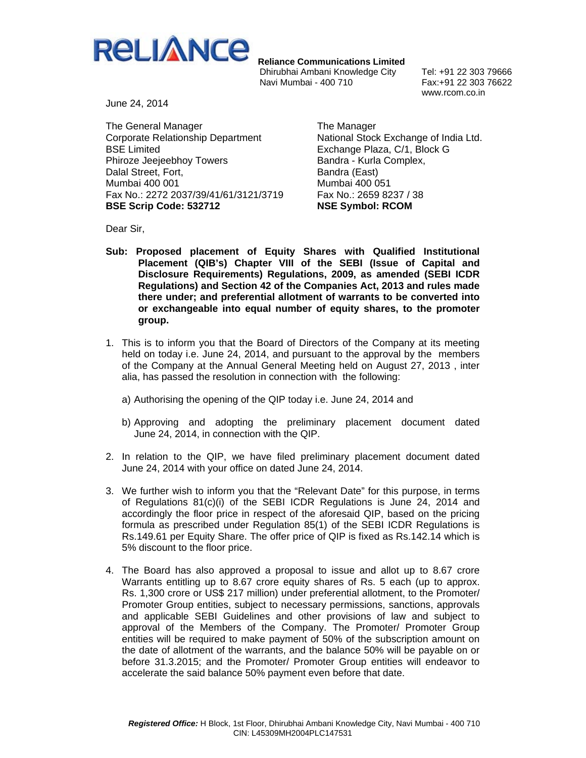**RELIANCE**

**Reliance Communications Limited**
Dhirubhai Ambani Knowledge City
Navi Mumbai - 400 710

Tel: +91 22 303 79666
Fax:+91 22 303 76622
www.rcom.co.in

June 24, 2014

The General Manager
Corporate Relationship Department
BSE Limited
Phiroze Jeejeebhoy Towers
Dalal Street, Fort,
Mumbai 400 001
Fax No.: 2272 2037/39/41/61/3121/3719
**BSE Scrip Code: 532712**

The Manager
National Stock Exchange of India Ltd.
Exchange Plaza, C/1, Block G
Bandra - Kurla Complex,
Bandra (East)
Mumbai 400 051
Fax No.: 2659 8237 / 38
**NSE Symbol: RCOM**

Dear Sir,

**Sub: Proposed placement of Equity Shares with Qualified Institutional Placement (QIB's) Chapter VIII of the SEBI (Issue of Capital and Disclosure Requirements) Regulations, 2009, as amended (SEBI ICDR Regulations) and Section 42 of the Companies Act, 2013 and rules made there under; and preferential allotment of warrants to be converted into or exchangeable into equal number of equity shares, to the promoter group.**

1. This is to inform you that the Board of Directors of the Company at its meeting held on today i.e. June 24, 2014, and pursuant to the approval by the members of the Company at the Annual General Meeting held on August 27, 2013 , inter alia, has passed the resolution in connection with the following:

   a) Authorising the opening of the QIP today i.e. June 24, 2014 and

   b) Approving and adopting the preliminary placement document dated June 24, 2014, in connection with the QIP.

2. In relation to the QIP, we have filed preliminary placement document dated June 24, 2014 with your office on dated June 24, 2014.

3. We further wish to inform you that the "Relevant Date" for this purpose, in terms of Regulations 81(c)(i) of the SEBI ICDR Regulations is June 24, 2014 and accordingly the floor price in respect of the aforesaid QIP, based on the pricing formula as prescribed under Regulation 85(1) of the SEBI ICDR Regulations is Rs.149.61 per Equity Share. The offer price of QIP is fixed as Rs.142.14 which is 5% discount to the floor price.

4. The Board has also approved a proposal to issue and allot up to 8.67 crore Warrants entitling up to 8.67 crore equity shares of Rs. 5 each (up to approx. Rs. 1,300 crore or US$ 217 million) under preferential allotment, to the Promoter/ Promoter Group entities, subject to necessary permissions, sanctions, approvals and applicable SEBI Guidelines and other provisions of law and subject to approval of the Members of the Company. The Promoter/ Promoter Group entities will be required to make payment of 50% of the subscription amount on the date of allotment of the warrants, and the balance 50% will be payable on or before 31.3.2015; and the Promoter/ Promoter Group entities will endeavor to accelerate the said balance 50% payment even before that date.

***Registered Office:*** H Block, 1st Floor, Dhirubhai Ambani Knowledge City, Navi Mumbai - 400 710
CIN: L45309MH2004PLC147531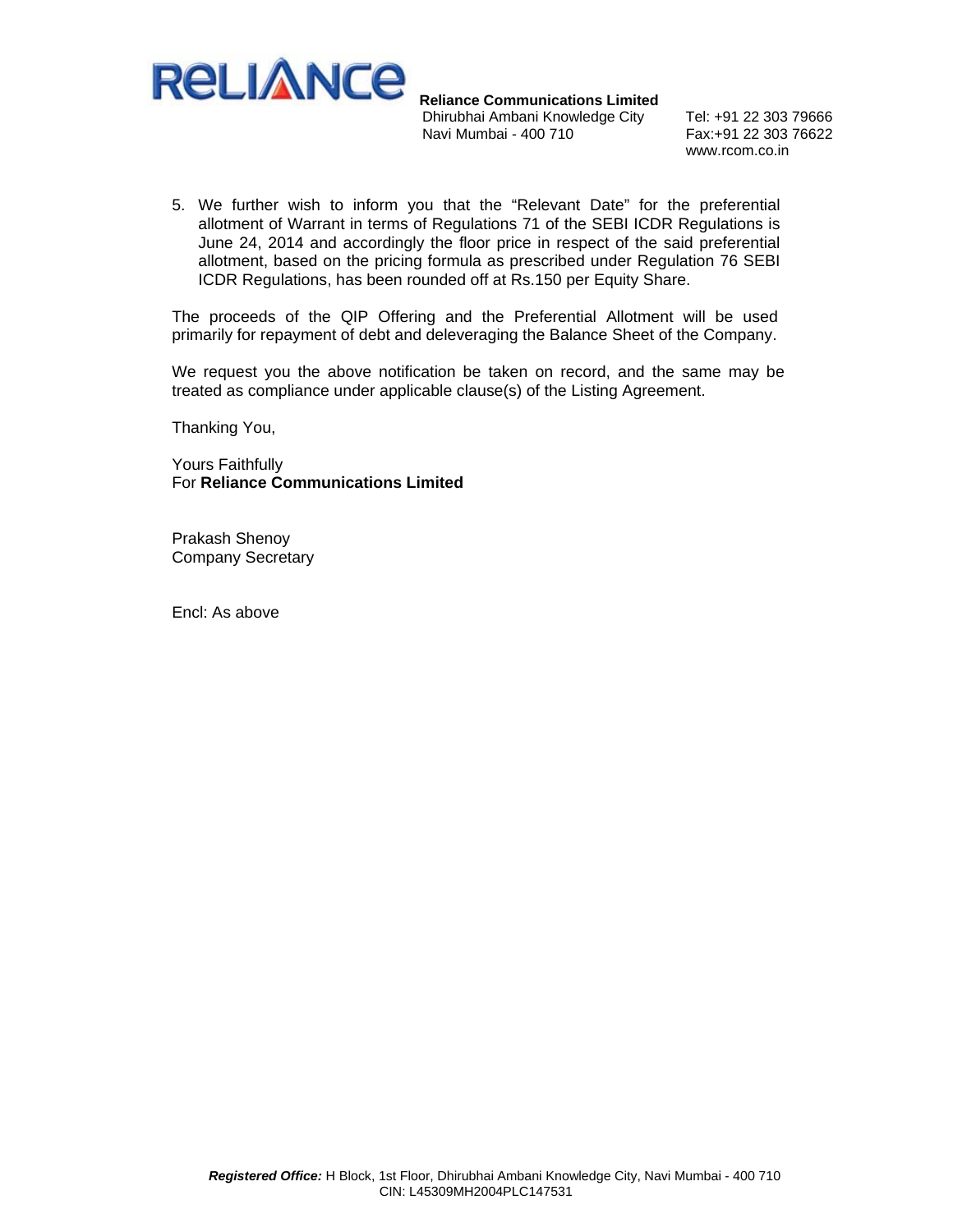**Reliance Communications Limited**
Dhirubhai Ambani Knowledge City
Navi Mumbai - 400 710

Tel: +91 22 303 79666
Fax:+91 22 303 76622
www.rcom.co.in

5. We further wish to inform you that the "Relevant Date" for the preferential allotment of Warrant in terms of Regulations 71 of the SEBI ICDR Regulations is June 24, 2014 and accordingly the floor price in respect of the said preferential allotment, based on the pricing formula as prescribed under Regulation 76 SEBI ICDR Regulations, has been rounded off at Rs.150 per Equity Share.

The proceeds of the QIP Offering and the Preferential Allotment will be used primarily for repayment of debt and deleveraging the Balance Sheet of the Company.

We request you the above notification be taken on record, and the same may be treated as compliance under applicable clause(s) of the Listing Agreement.

Thanking You,

Yours Faithfully
For **Reliance Communications Limited**

Prakash Shenoy
Company Secretary

Encl: As above

***Registered Office:*** H Block, 1st Floor, Dhirubhai Ambani Knowledge City, Navi Mumbai - 400 710
CIN: L45309MH2004PLC147531